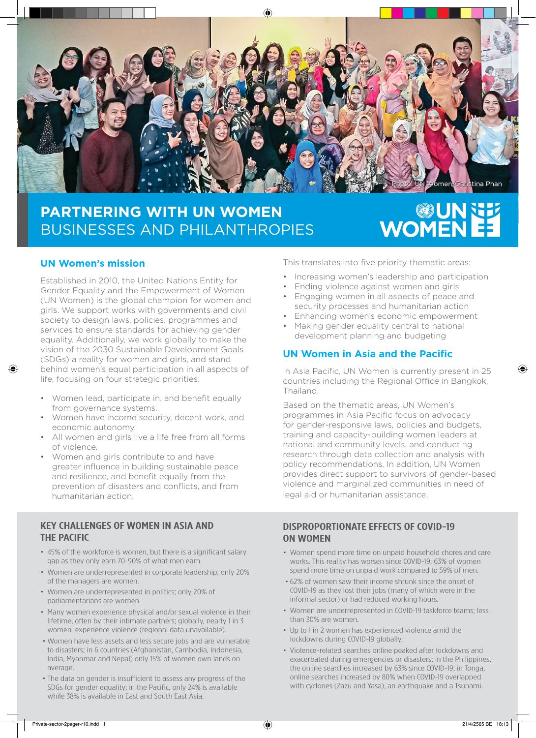Photo: UN Women/Christina Phan

# PARTNERING WITH UN WOMEN
BUSINESSES AND PHILANTHROPIES

## UN Women's mission

Established in 2010, the United Nations Entity for Gender Equality and the Empowerment of Women (UN Women) is the global champion for women and girls. We support works with governments and civil society to design laws, policies, programmes and services to ensure standards for achieving gender equality. Additionally, we work globally to make the vision of the 2030 Sustainable Development Goals (SDGs) a reality for women and girls, and stand behind women's equal participation in all aspects of life, focusing on four strategic priorities:

- Women lead, participate in, and benefit equally from governance systems.
- Women have income security, decent work, and economic autonomy.
- All women and girls live a life free from all forms of violence.
- Women and girls contribute to and have greater influence in building sustainable peace and resilience, and benefit equally from the prevention of disasters and conflicts, and from humanitarian action.

This translates into five priority thematic areas:

- Increasing women's leadership and participation
- Ending violence against women and girls
- Engaging women in all aspects of peace and security processes and humanitarian action
- Enhancing women's economic empowerment
- Making gender equality central to national development planning and budgeting

## UN Women in Asia and the Pacific

In Asia Pacific, UN Women is currently present in 25 countries including the Regional Office in Bangkok, Thailand.

Based on the thematic areas, UN Women's programmes in Asia Pacific focus on advocacy for gender-responsive laws, policies and budgets, training and capacity-building women leaders at national and community levels, and conducting research through data collection and analysis with policy recommendations. In addition, UN Women provides direct support to survivors of gender-based violence and marginalized communities in need of legal aid or humanitarian assistance.

## KEY CHALLENGES OF WOMEN IN ASIA AND THE PACIFIC

- 45% of the workforce is women, but there is a significant salary gap as they only earn 70-90% of what men earn.
- Women are underrepresented in corporate leadership; only 20% of the managers are women.
- Women are underrepresented in politics; only 20% of parliamentarians are women.
- Many women experience physical and/or sexual violence in their lifetime, often by their intimate partners; globally, nearly 1 in 3 women experience violence (regional data unavailable).
- Women have less assets and less secure jobs and are vulnerable to disasters; in 6 countries (Afghanistan, Cambodia, Indonesia, India, Myanmar and Nepal) only 15% of women own lands on average.
- The data on gender is insufficient to assess any progress of the SDGs for gender equality; in the Pacific, only 24% is available while 38% is available in East and South East Asia.

## DISPROPORTIONATE EFFECTS OF COVID-19 ON WOMEN

- Women spend more time on unpaid household chores and care works. This reality has worsen since COVID-19; 63% of women spend more time on unpaid work compared to 59% of men.
- 62% of women saw their income shrunk since the onset of COVID-19 as they lost their jobs (many of which were in the informal sector) or had reduced working hours.
- Women are underrepresented in COVID-19 taskforce teams; less than 30% are women.
- Up to 1 in 2 women has experienced violence amid the lockdowns during COVID-19 globally.
- Violence-related searches online peaked after lockdowns and exacerbated during emergencies or disasters; in the Philippines, the online searches increased by 63% since COVID-19; in Tonga, online searches increased by 80% when COVID-19 overlapped with cyclones (Zazu and Yasa), an earthquake and a Tsunami.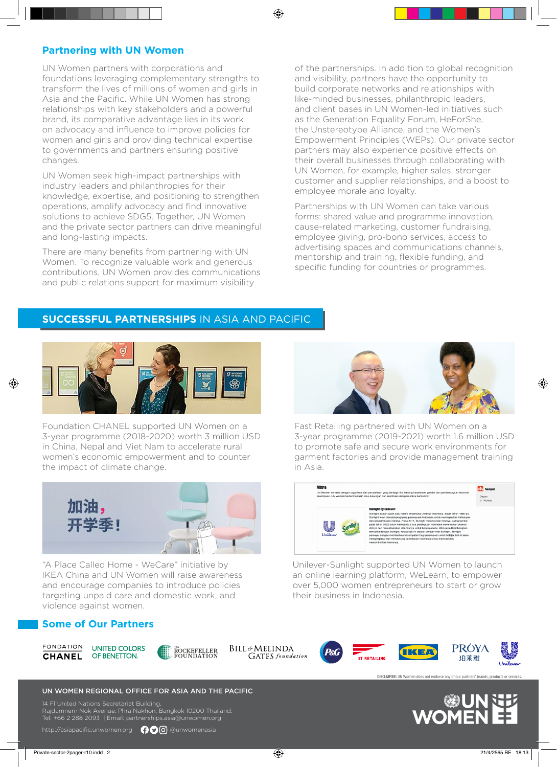## Partnering with UN Women

UN Women partners with corporations and foundations leveraging complementary strengths to transform the lives of millions of women and girls in Asia and the Pacific. While UN Women has strong relationships with key stakeholders and a powerful brand, its comparative advantage lies in its work on advocacy and influence to improve policies for women and girls and providing technical expertise to governments and partners ensuring positive changes.

UN Women seek high-impact partnerships with industry leaders and philanthropies for their knowledge, expertise, and positioning to strengthen operations, amplify advocacy and find innovative solutions to achieve SDG5. Together, UN Women and the private sector partners can drive meaningful and long-lasting impacts.

There are many benefits from partnering with UN Women. To recognize valuable work and generous contributions, UN Women provides communications and public relations support for maximum visibility of the partnerships. In addition to global recognition and visibility, partners have the opportunity to build corporate networks and relationships with like-minded businesses, philanthropic leaders, and client bases in UN Women-led initiatives such as the Generation Equality Forum, HeForShe, the Unstereotype Alliance, and the Women's Empowerment Principles (WEPs). Our private sector partners may also experience positive effects on their overall businesses through collaborating with UN Women, for example, higher sales, stronger customer and supplier relationships, and a boost to employee morale and loyalty.

Partnerships with UN Women can take various forms: shared value and programme innovation, cause-related marketing, customer fundraising, employee giving, pro-bono services, access to advertising spaces and communications channels, mentorship and training, flexible funding, and specific funding for countries or programmes.

## SUCCESSFUL PARTNERSHIPS IN ASIA AND PACIFIC

Foundation CHANEL supported UN Women on a 3-year programme (2018-2020) worth 3 million USD in China, Nepal and Viet Nam to accelerate rural women's economic empowerment and to counter the impact of climate change.

Fast Retailing partnered with UN Women on a 3-year programme (2019-2021) worth 1.6 million USD to promote safe and secure work environments for garment factories and provide management training in Asia.

"A Place Called Home - WeCare" initiative by IKEA China and UN Women will raise awareness and encourage companies to introduce policies targeting unpaid care and domestic work, and violence against women.

Unilever-Sunlight supported UN Women to launch an online learning platform, WeLearn, to empower over 5,000 women entrepreneurs to start or grow their business in Indonesia.

## Some of Our Partners

FONDATION CHANEL, UNITED COLORS OF BENETTON, The ROCKEFELLER FOUNDATION, BILL & MELINDA GATES foundation, P&G, FAST RETAILING, IKEA, PROYA 珀莱雅, Unilever

DISCLAIMER: UN Women does not endorse any of our partners' brands, products or services.

**UN WOMEN REGIONAL OFFICE FOR ASIA AND THE PACIFIC**

14 Fl United Nations Secretariat Building,
Rajdamnern Nok Avenue, Phra Nakhon, Bangkok 10200 Thailand.
Tel: +66 2 288 2093 | Email: partnerships.asia@unwomen.org

http://asiapacific.unwomen.org @unwomenasia

UN WOMEN